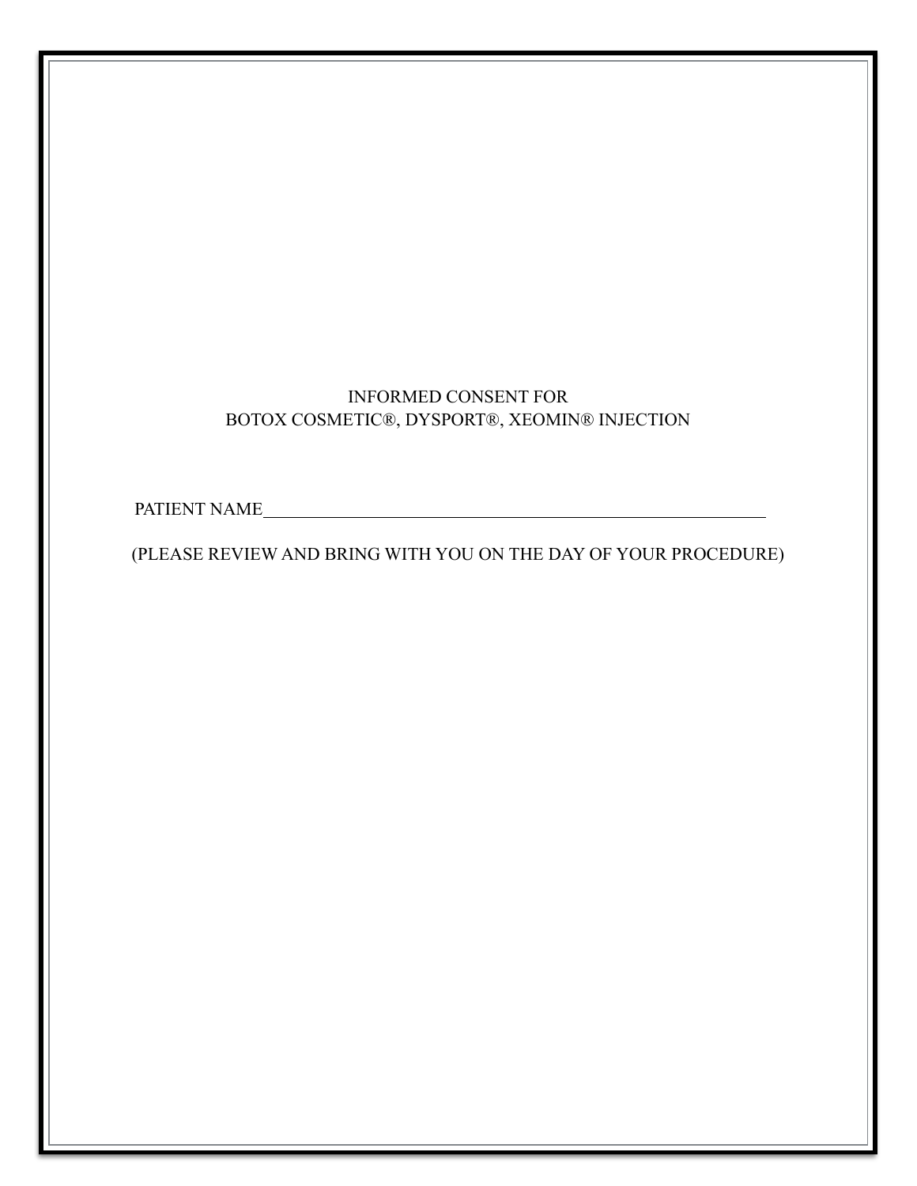# INFORMED CONSENT FOR
# BOTOX COSMETIC®, DYSPORT®, XEOMIN® INJECTION

PATIENT NAME________________________________________________________

(PLEASE REVIEW AND BRING WITH YOU ON THE DAY OF YOUR PROCEDURE)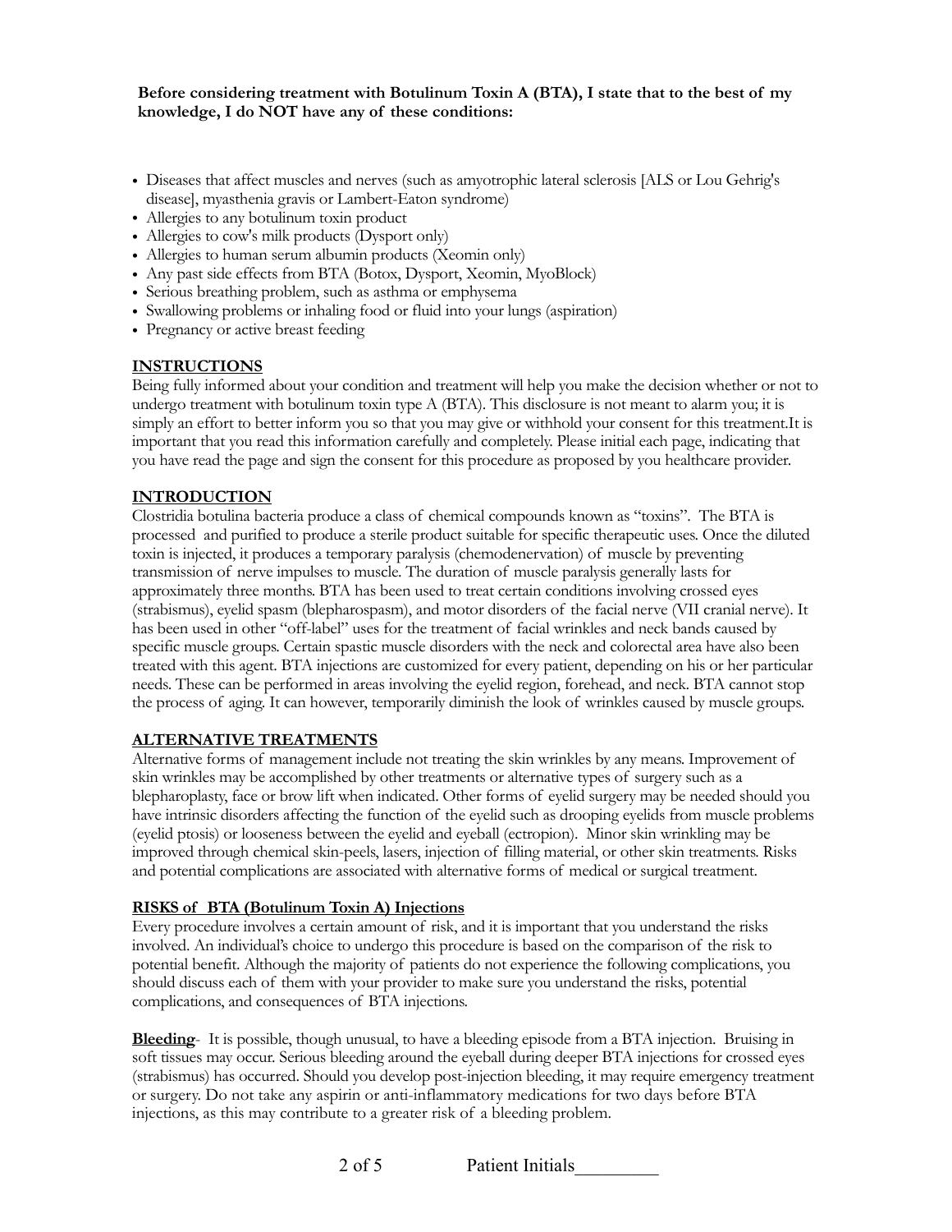**Before considering treatment with Botulinum Toxin A (BTA), I state that to the best of my knowledge, I do NOT have any of these conditions:**

- Diseases that affect muscles and nerves (such as amyotrophic lateral sclerosis [ALS or Lou Gehrig's disease], myasthenia gravis or Lambert-Eaton syndrome)
- Allergies to any botulinum toxin product
- Allergies to cow's milk products (Dysport only)
- Allergies to human serum albumin products (Xeomin only)
- Any past side effects from BTA (Botox, Dysport, Xeomin, MyoBlock)
- Serious breathing problem, such as asthma or emphysema
- Swallowing problems or inhaling food or fluid into your lungs (aspiration)
- Pregnancy or active breast feeding

## INSTRUCTIONS

Being fully informed about your condition and treatment will help you make the decision whether or not to undergo treatment with botulinum toxin type A (BTA). This disclosure is not meant to alarm you; it is simply an effort to better inform you so that you may give or withhold your consent for this treatment.It is important that you read this information carefully and completely. Please initial each page, indicating that you have read the page and sign the consent for this procedure as proposed by you healthcare provider.

## INTRODUCTION

Clostridia botulina bacteria produce a class of chemical compounds known as "toxins". The BTA is processed and purified to produce a sterile product suitable for specific therapeutic uses. Once the diluted toxin is injected, it produces a temporary paralysis (chemodenervation) of muscle by preventing transmission of nerve impulses to muscle. The duration of muscle paralysis generally lasts for approximately three months. BTA has been used to treat certain conditions involving crossed eyes (strabismus), eyelid spasm (blepharospasm), and motor disorders of the facial nerve (VII cranial nerve). It has been used in other "off-label" uses for the treatment of facial wrinkles and neck bands caused by specific muscle groups. Certain spastic muscle disorders with the neck and colorectal area have also been treated with this agent. BTA injections are customized for every patient, depending on his or her particular needs. These can be performed in areas involving the eyelid region, forehead, and neck. BTA cannot stop the process of aging. It can however, temporarily diminish the look of wrinkles caused by muscle groups.

## ALTERNATIVE TREATMENTS

Alternative forms of management include not treating the skin wrinkles by any means. Improvement of skin wrinkles may be accomplished by other treatments or alternative types of surgery such as a blepharoplasty, face or brow lift when indicated. Other forms of eyelid surgery may be needed should you have intrinsic disorders affecting the function of the eyelid such as drooping eyelids from muscle problems (eyelid ptosis) or looseness between the eyelid and eyeball (ectropion). Minor skin wrinkling may be improved through chemical skin-peels, lasers, injection of filling material, or other skin treatments. Risks and potential complications are associated with alternative forms of medical or surgical treatment.

## RISKS of BTA (Botulinum Toxin A) Injections

Every procedure involves a certain amount of risk, and it is important that you understand the risks involved. An individual's choice to undergo this procedure is based on the comparison of the risk to potential benefit. Although the majority of patients do not experience the following complications, you should discuss each of them with your provider to make sure you understand the risks, potential complications, and consequences of BTA injections.

**Bleeding**- It is possible, though unusual, to have a bleeding episode from a BTA injection. Bruising in soft tissues may occur. Serious bleeding around the eyeball during deeper BTA injections for crossed eyes (strabismus) has occurred. Should you develop post-injection bleeding, it may require emergency treatment or surgery. Do not take any aspirin or anti-inflammatory medications for two days before BTA injections, as this may contribute to a greater risk of a bleeding problem.

Patient Initials_________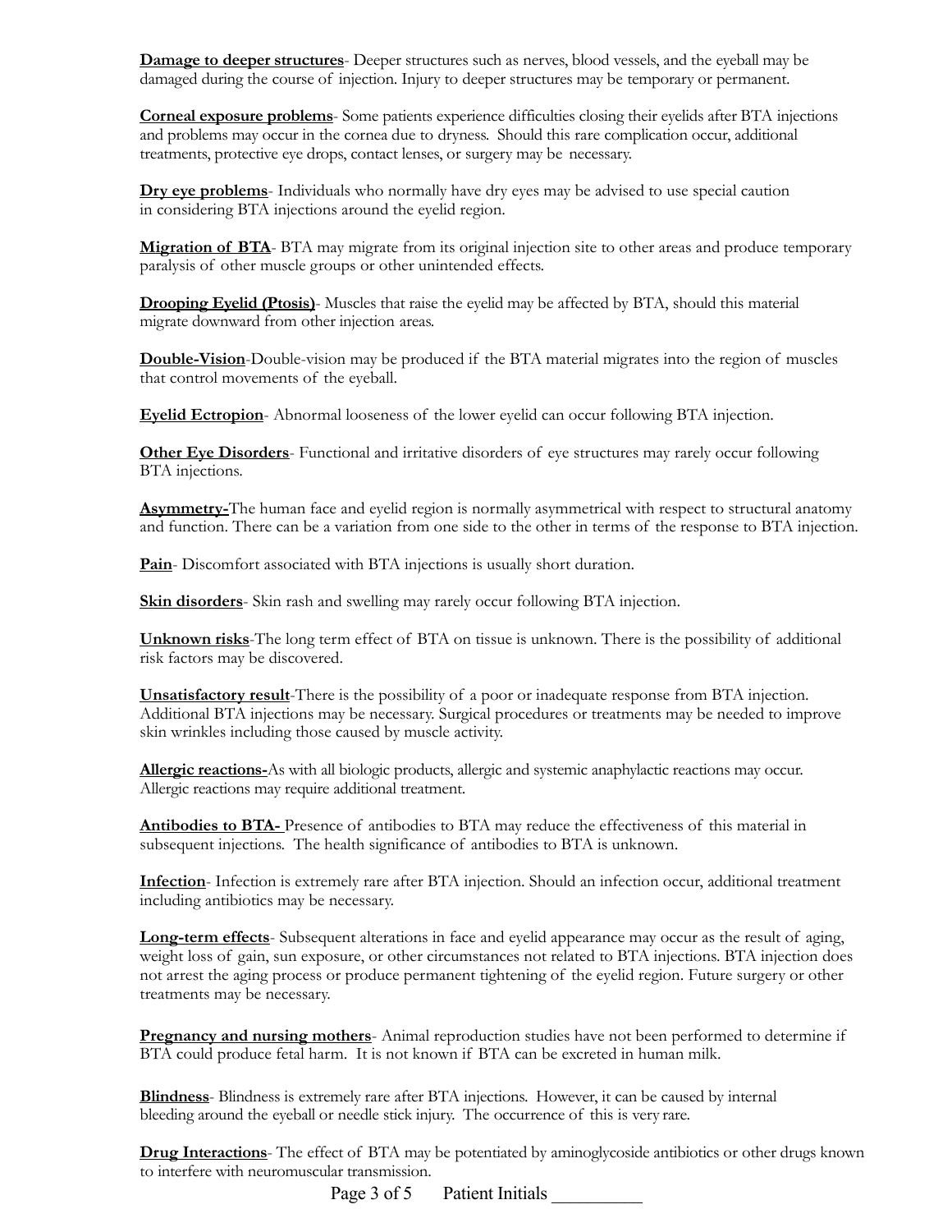**Damage to deeper structures**- Deeper structures such as nerves, blood vessels, and the eyeball may be damaged during the course of injection. Injury to deeper structures may be temporary or permanent.

**Corneal exposure problems**- Some patients experience difficulties closing their eyelids after BTA injections and problems may occur in the cornea due to dryness. Should this rare complication occur, additional treatments, protective eye drops, contact lenses, or surgery may be necessary.

**Dry eye problems**- Individuals who normally have dry eyes may be advised to use special caution in considering BTA injections around the eyelid region.

**Migration of BTA**- BTA may migrate from its original injection site to other areas and produce temporary paralysis of other muscle groups or other unintended effects.

**Drooping Eyelid (Ptosis)**- Muscles that raise the eyelid may be affected by BTA, should this material migrate downward from other injection areas.

**Double-Vision**-Double-vision may be produced if the BTA material migrates into the region of muscles that control movements of the eyeball.

**Eyelid Ectropion**- Abnormal looseness of the lower eyelid can occur following BTA injection.

**Other Eye Disorders**- Functional and irritative disorders of eye structures may rarely occur following BTA injections.

**Asymmetry-**The human face and eyelid region is normally asymmetrical with respect to structural anatomy and function. There can be a variation from one side to the other in terms of the response to BTA injection.

**Pain**- Discomfort associated with BTA injections is usually short duration.

**Skin disorders**- Skin rash and swelling may rarely occur following BTA injection.

**Unknown risks**-The long term effect of BTA on tissue is unknown. There is the possibility of additional risk factors may be discovered.

**Unsatisfactory result**-There is the possibility of a poor or inadequate response from BTA injection. Additional BTA injections may be necessary. Surgical procedures or treatments may be needed to improve skin wrinkles including those caused by muscle activity.

**Allergic reactions-**As with all biologic products, allergic and systemic anaphylactic reactions may occur. Allergic reactions may require additional treatment.

**Antibodies to BTA-** Presence of antibodies to BTA may reduce the effectiveness of this material in subsequent injections. The health significance of antibodies to BTA is unknown.

**Infection**- Infection is extremely rare after BTA injection. Should an infection occur, additional treatment including antibiotics may be necessary.

**Long-term effects**- Subsequent alterations in face and eyelid appearance may occur as the result of aging, weight loss of gain, sun exposure, or other circumstances not related to BTA injections. BTA injection does not arrest the aging process or produce permanent tightening of the eyelid region. Future surgery or other treatments may be necessary.

**Pregnancy and nursing mothers**- Animal reproduction studies have not been performed to determine if BTA could produce fetal harm. It is not known if BTA can be excreted in human milk.

**Blindness**- Blindness is extremely rare after BTA injections. However, it can be caused by internal bleeding around the eyeball or needle stick injury. The occurrence of this is very rare.

**Drug Interactions**- The effect of BTA may be potentiated by aminoglycoside antibiotics or other drugs known to interfere with neuromuscular transmission.

Patient Initials __________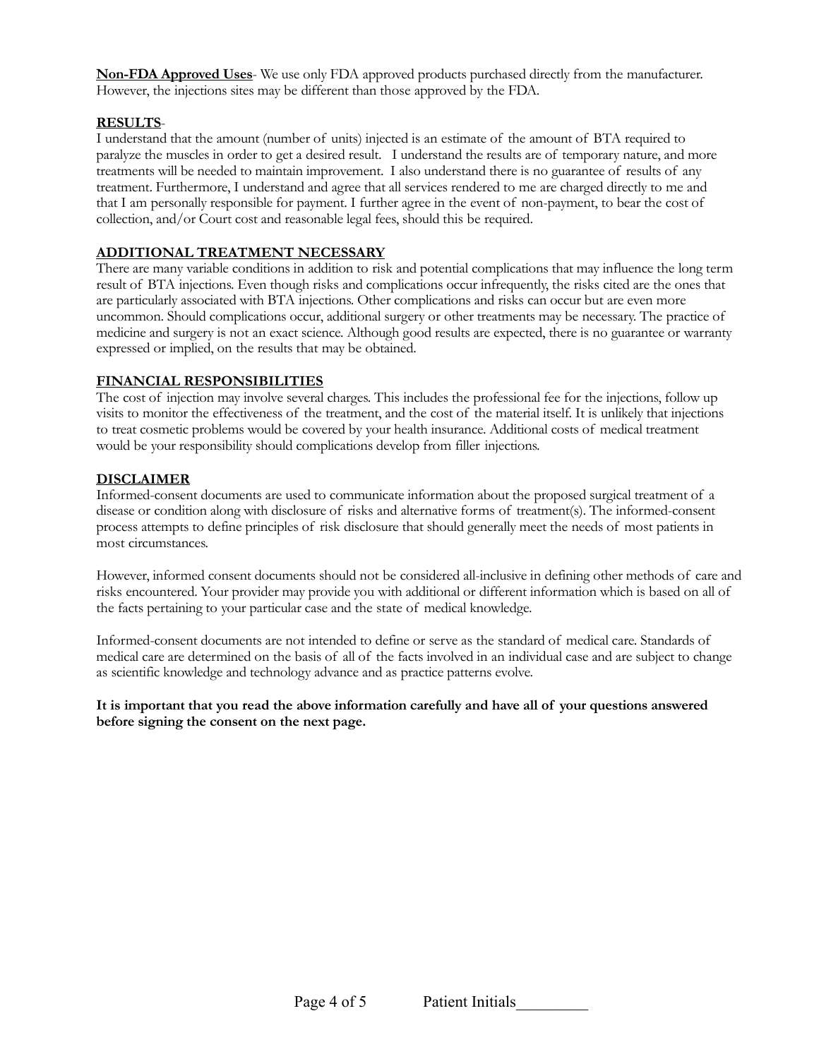**Non-FDA Approved Uses**- We use only FDA approved products purchased directly from the manufacturer. However, the injections sites may be different than those approved by the FDA.

**RESULTS**-

I understand that the amount (number of units) injected is an estimate of the amount of BTA required to paralyze the muscles in order to get a desired result. I understand the results are of temporary nature, and more treatments will be needed to maintain improvement. I also understand there is no guarantee of results of any treatment. Furthermore, I understand and agree that all services rendered to me are charged directly to me and that I am personally responsible for payment. I further agree in the event of non-payment, to bear the cost of collection, and/or Court cost and reasonable legal fees, should this be required.

**ADDITIONAL TREATMENT NECESSARY**

There are many variable conditions in addition to risk and potential complications that may influence the long term result of BTA injections. Even though risks and complications occur infrequently, the risks cited are the ones that are particularly associated with BTA injections. Other complications and risks can occur but are even more uncommon. Should complications occur, additional surgery or other treatments may be necessary. The practice of medicine and surgery is not an exact science. Although good results are expected, there is no guarantee or warranty expressed or implied, on the results that may be obtained.

**FINANCIAL RESPONSIBILITIES**

The cost of injection may involve several charges. This includes the professional fee for the injections, follow up visits to monitor the effectiveness of the treatment, and the cost of the material itself. It is unlikely that injections to treat cosmetic problems would be covered by your health insurance. Additional costs of medical treatment would be your responsibility should complications develop from filler injections.

**DISCLAIMER**

Informed-consent documents are used to communicate information about the proposed surgical treatment of a disease or condition along with disclosure of risks and alternative forms of treatment(s). The informed-consent process attempts to define principles of risk disclosure that should generally meet the needs of most patients in most circumstances.

However, informed consent documents should not be considered all-inclusive in defining other methods of care and risks encountered. Your provider may provide you with additional or different information which is based on all of the facts pertaining to your particular case and the state of medical knowledge.

Informed-consent documents are not intended to define or serve as the standard of medical care. Standards of medical care are determined on the basis of all of the facts involved in an individual case and are subject to change as scientific knowledge and technology advance and as practice patterns evolve.

**It is important that you read the above information carefully and have all of your questions answered before signing the consent on the next page.**

Patient Initials_________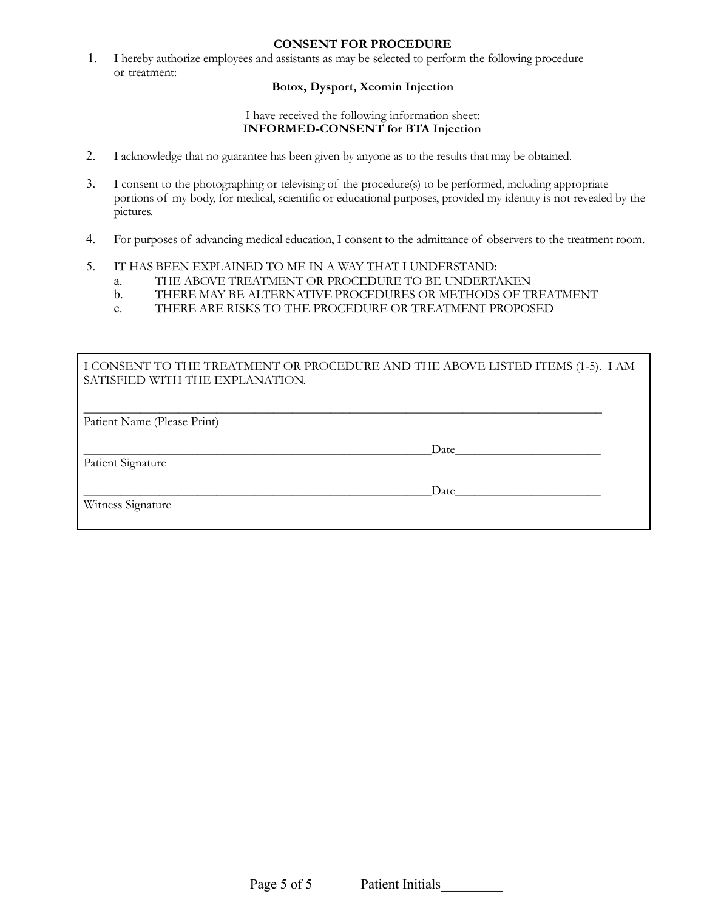## CONSENT FOR PROCEDURE

1. I hereby authorize employees and assistants as may be selected to perform the following procedure or treatment:

   **Botox, Dysport, Xeomin Injection**

   I have received the following information sheet:
   **INFORMED-CONSENT for BTA Injection**

2. I acknowledge that no guarantee has been given by anyone as to the results that may be obtained.

3. I consent to the photographing or televising of the procedure(s) to be performed, including appropriate portions of my body, for medical, scientific or educational purposes, provided my identity is not revealed by the pictures.

4. For purposes of advancing medical education, I consent to the admittance of observers to the treatment room.

5. IT HAS BEEN EXPLAINED TO ME IN A WAY THAT I UNDERSTAND:
   a. THE ABOVE TREATMENT OR PROCEDURE TO BE UNDERTAKEN
   b. THERE MAY BE ALTERNATIVE PROCEDURES OR METHODS OF TREATMENT
   c. THERE ARE RISKS TO THE PROCEDURE OR TREATMENT PROPOSED

I CONSENT TO THE TREATMENT OR PROCEDURE AND THE ABOVE LISTED ITEMS (1-5). I AM SATISFIED WITH THE EXPLANATION.

______________________________________________________________________________
Patient Name (Please Print)

___________________________________________________Date_____________________
Patient Signature

___________________________________________________Date_____________________
Witness Signature

Patient Initials________